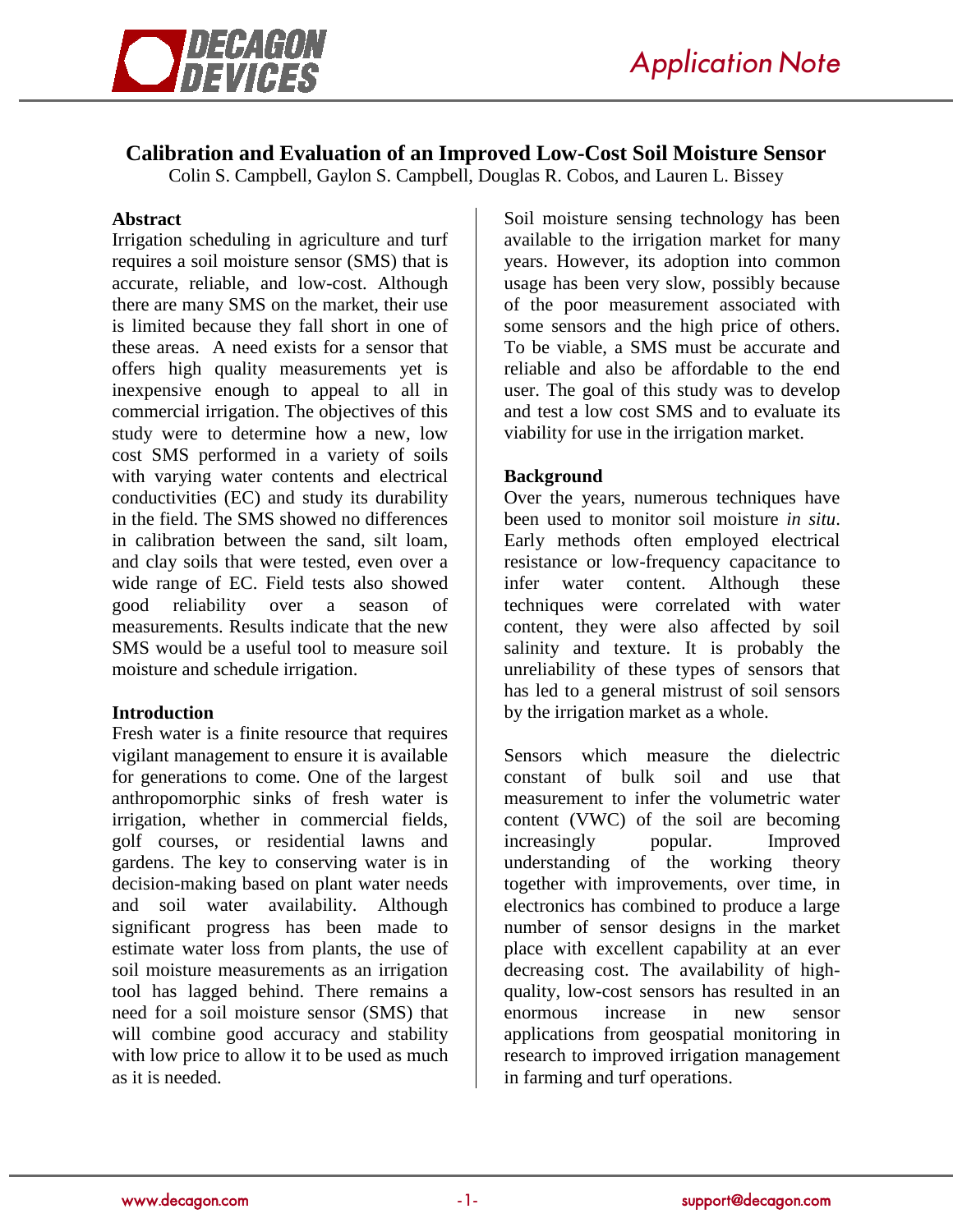# Calibration and Evaluation of an Improved Low-Cost Soil Moisture Sensor

Colin S. Campbell, Gaylon S. Campbell, Douglas R. Cobos, and Lauren L. Bissey

## Abstract

Irrigation scheduling in agriculture and turf requires a soil moisture sensor (SMS) that is accurate, reliable, and low-cost. Although there are many SMS on the market, their use is limited because they fall short in one of these areas. A need exists for a sensor that offers high quality measurements yet is inexpensive enough to appeal to all in commercial irrigation. The objectives of this study were to determine how a new, low cost SMS performed in a variety of soils with varying water contents and electrical conductivities (EC) and study its durability in the field. The SMS showed no differences in calibration between the sand, silt loam, and clay soils that were tested, even over a wide range of EC. Field tests also showed good reliability over a season of measurements. Results indicate that the new SMS would be a useful tool to measure soil moisture and schedule irrigation.

## Introduction

Fresh water is a finite resource that requires vigilant management to ensure it is available for generations to come. One of the largest anthropomorphic sinks of fresh water is irrigation, whether in commercial fields, golf courses, or residential lawns and gardens. The key to conserving water is in decision-making based on plant water needs and soil water availability. Although significant progress has been made to estimate water loss from plants, the use of soil moisture measurements as an irrigation tool has lagged behind. There remains a need for a soil moisture sensor (SMS) that will combine good accuracy and stability with low price to allow it to be used as much as it is needed.

Soil moisture sensing technology has been available to the irrigation market for many years. However, its adoption into common usage has been very slow, possibly because of the poor measurement associated with some sensors and the high price of others. To be viable, a SMS must be accurate and reliable and also be affordable to the end user. The goal of this study was to develop and test a low cost SMS and to evaluate its viability for use in the irrigation market.

## Background

Over the years, numerous techniques have been used to monitor soil moisture *in situ*. Early methods often employed electrical resistance or low-frequency capacitance to infer water content. Although these techniques were correlated with water content, they were also affected by soil salinity and texture. It is probably the unreliability of these types of sensors that has led to a general mistrust of soil sensors by the irrigation market as a whole.

Sensors which measure the dielectric constant of bulk soil and use that measurement to infer the volumetric water content (VWC) of the soil are becoming increasingly popular. Improved understanding of the working theory together with improvements, over time, in electronics has combined to produce a large number of sensor designs in the market place with excellent capability at an ever decreasing cost. The availability of high-quality, low-cost sensors has resulted in an enormous increase in new sensor applications from geospatial monitoring in research to improved irrigation management in farming and turf operations.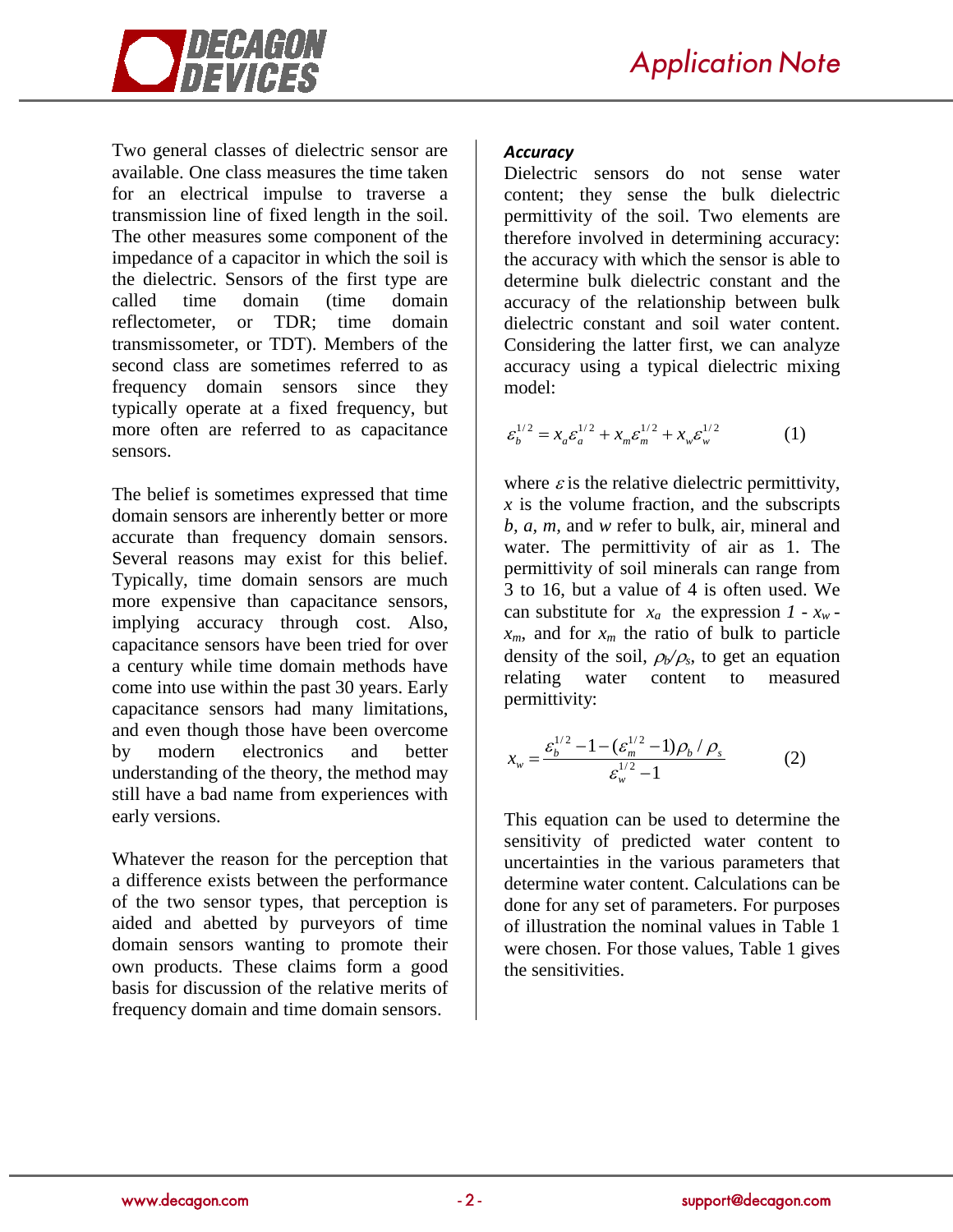Two general classes of dielectric sensor are available. One class measures the time taken for an electrical impulse to traverse a transmission line of fixed length in the soil. The other measures some component of the impedance of a capacitor in which the soil is the dielectric. Sensors of the first type are called time domain (time domain reflectometer, or TDR; time domain transmissometer, or TDT). Members of the second class are sometimes referred to as frequency domain sensors since they typically operate at a fixed frequency, but more often are referred to as capacitance sensors.

The belief is sometimes expressed that time domain sensors are inherently better or more accurate than frequency domain sensors. Several reasons may exist for this belief. Typically, time domain sensors are much more expensive than capacitance sensors, implying accuracy through cost. Also, capacitance sensors have been tried for over a century while time domain methods have come into use within the past 30 years. Early capacitance sensors had many limitations, and even though those have been overcome by modern electronics and better understanding of the theory, the method may still have a bad name from experiences with early versions.

Whatever the reason for the perception that a difference exists between the performance of the two sensor types, that perception is aided and abetted by purveyors of time domain sensors wanting to promote their own products. These claims form a good basis for discussion of the relative merits of frequency domain and time domain sensors.

### *Accuracy*

Dielectric sensors do not sense water content; they sense the bulk dielectric permittivity of the soil. Two elements are therefore involved in determining accuracy: the accuracy with which the sensor is able to determine bulk dielectric constant and the accuracy of the relationship between bulk dielectric constant and soil water content. Considering the latter first, we can analyze accuracy using a typical dielectric mixing model:

$$\varepsilon_b^{1/2} = x_a \varepsilon_a^{1/2} + x_m \varepsilon_m^{1/2} + x_w \varepsilon_w^{1/2} \qquad (1)$$

where $\varepsilon$ is the relative dielectric permittivity, $x$ is the volume fraction, and the subscripts $b$, $a$, $m$, and $w$ refer to bulk, air, mineral and water. The permittivity of air as 1. The permittivity of soil minerals can range from 3 to 16, but a value of 4 is often used. We can substitute for $x_a$ the expression $1 - x_w - x_m$, and for $x_m$ the ratio of bulk to particle density of the soil, $\rho_b/\rho_s$, to get an equation relating water content to measured permittivity:

$$x_w = \frac{\varepsilon_b^{1/2} - 1 - (\varepsilon_m^{1/2} - 1)\rho_b / \rho_s}{\varepsilon_w^{1/2} - 1} \qquad (2)$$

This equation can be used to determine the sensitivity of predicted water content to uncertainties in the various parameters that determine water content. Calculations can be done for any set of parameters. For purposes of illustration the nominal values in Table 1 were chosen. For those values, Table 1 gives the sensitivities.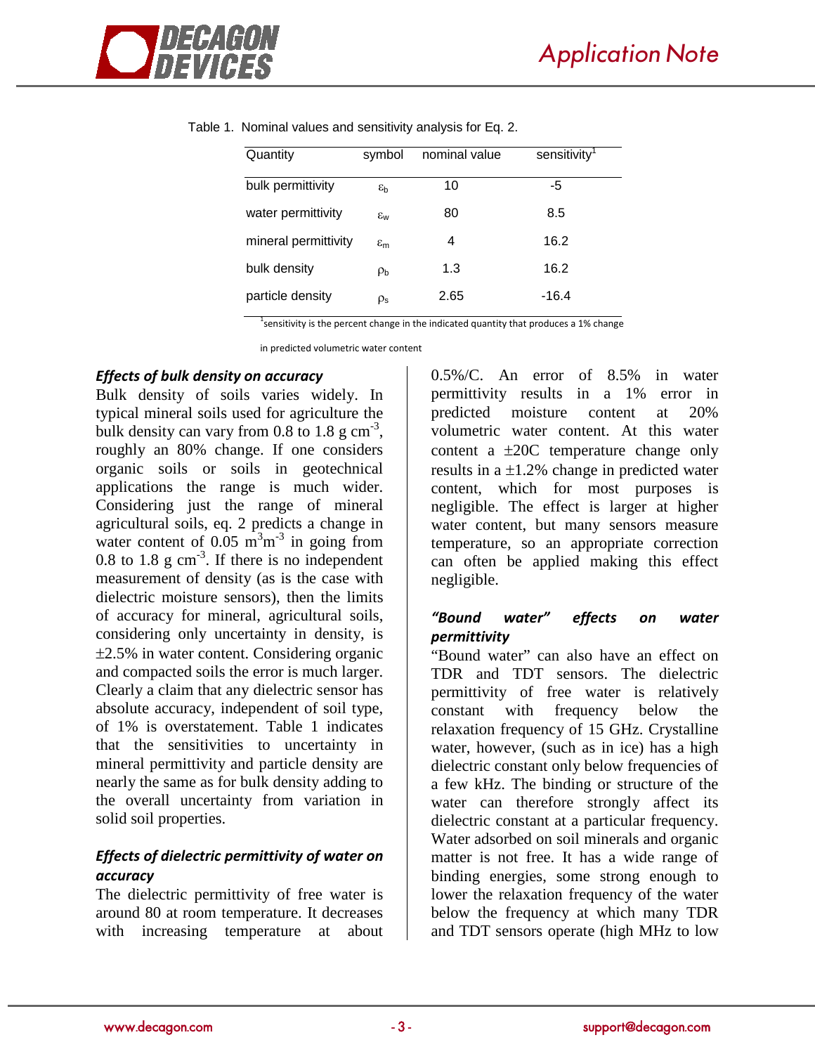Table 1. Nominal values and sensitivity analysis for Eq. 2.

| Quantity | symbol | nominal value | sensitivity[1] |
|---|---|---|---|
| bulk permittivity | $\varepsilon_b$ | 10 | -5 |
| water permittivity | $\varepsilon_w$ | 80 | 8.5 |
| mineral permittivity | $\varepsilon_m$ | 4 | 16.2 |
| bulk density | $\rho_b$ | 1.3 | 16.2 |
| particle density | $\rho_s$ | 2.65 | -16.4 |

[1]sensitivity is the percent change in the indicated quantity that produces a 1% change in predicted volumetric water content

### *Effects of bulk density on accuracy*

Bulk density of soils varies widely. In typical mineral soils used for agriculture the bulk density can vary from 0.8 to 1.8 g cm$^{-3}$, roughly an 80% change. If one considers organic soils or soils in geotechnical applications the range is much wider. Considering just the range of mineral agricultural soils, eq. 2 predicts a change in water content of 0.05 m$^3$m$^{-3}$ in going from 0.8 to 1.8 g cm$^{-3}$. If there is no independent measurement of density (as is the case with dielectric moisture sensors), then the limits of accuracy for mineral, agricultural soils, considering only uncertainty in density, is ±2.5% in water content. Considering organic and compacted soils the error is much larger. Clearly a claim that any dielectric sensor has absolute accuracy, independent of soil type, of 1% is overstatement. Table 1 indicates that the sensitivities to uncertainty in mineral permittivity and particle density are nearly the same as for bulk density adding to the overall uncertainty from variation in solid soil properties.

### *Effects of dielectric permittivity of water on accuracy*

The dielectric permittivity of free water is around 80 at room temperature. It decreases with increasing temperature at about 0.5%/C. An error of 8.5% in water permittivity results in a 1% error in predicted moisture content at 20% volumetric water content. At this water content a ±20C temperature change only results in a ±1.2% change in predicted water content, which for most purposes is negligible. The effect is larger at higher water content, but many sensors measure temperature, so an appropriate correction can often be applied making this effect negligible.

### *"Bound water" effects on water permittivity*

"Bound water" can also have an effect on TDR and TDT sensors. The dielectric permittivity of free water is relatively constant with frequency below the relaxation frequency of 15 GHz. Crystalline water, however, (such as in ice) has a high dielectric constant only below frequencies of a few kHz. The binding or structure of the water can therefore strongly affect its dielectric constant at a particular frequency. Water adsorbed on soil minerals and organic matter is not free. It has a wide range of binding energies, some strong enough to lower the relaxation frequency of the water below the frequency at which many TDR and TDT sensors operate (high MHz to low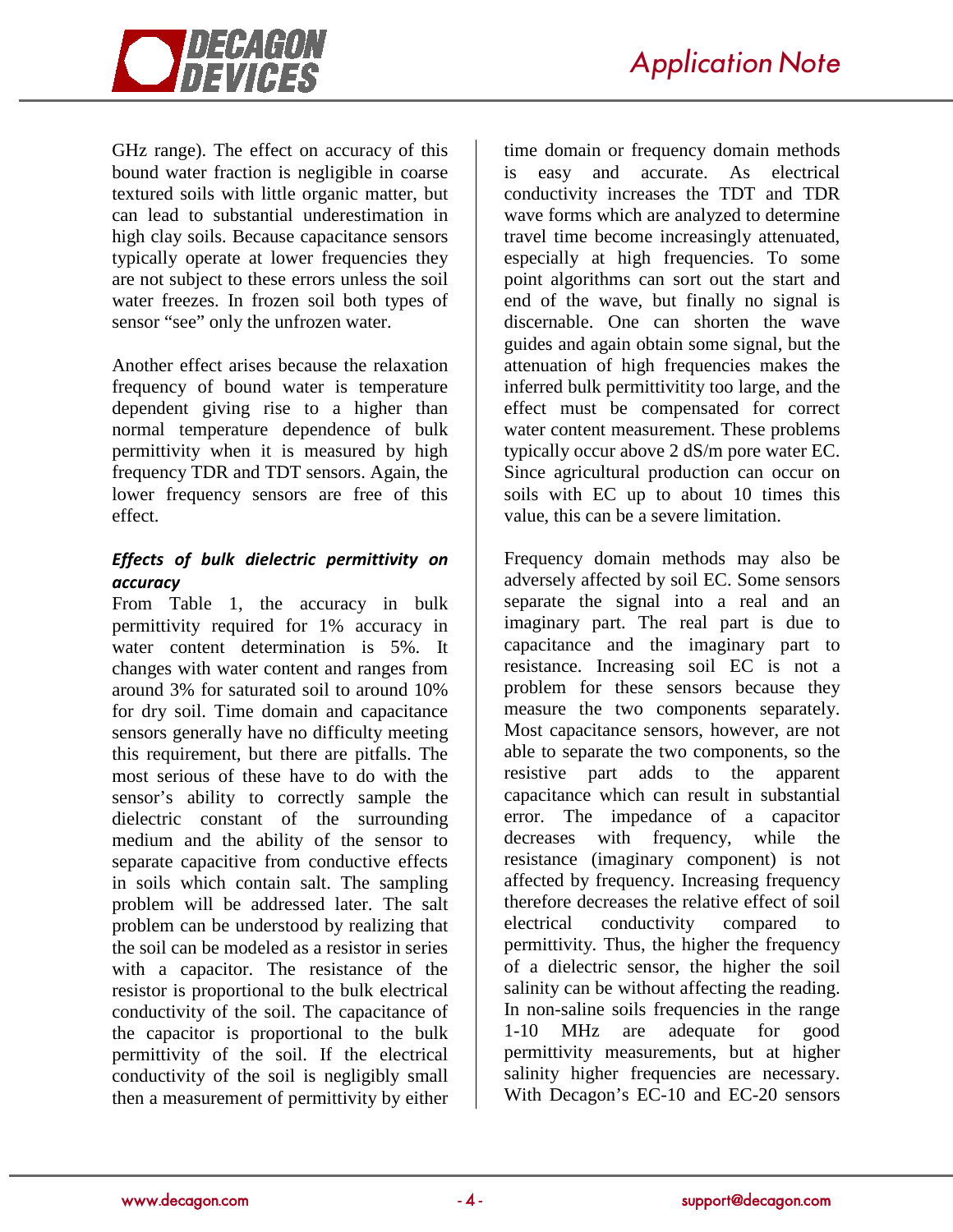GHz range). The effect on accuracy of this bound water fraction is negligible in coarse textured soils with little organic matter, but can lead to substantial underestimation in high clay soils. Because capacitance sensors typically operate at lower frequencies they are not subject to these errors unless the soil water freezes. In frozen soil both types of sensor "see" only the unfrozen water.

Another effect arises because the relaxation frequency of bound water is temperature dependent giving rise to a higher than normal temperature dependence of bulk permittivity when it is measured by high frequency TDR and TDT sensors. Again, the lower frequency sensors are free of this effect.

***Effects of bulk dielectric permittivity on accuracy***

From Table 1, the accuracy in bulk permittivity required for 1% accuracy in water content determination is 5%. It changes with water content and ranges from around 3% for saturated soil to around 10% for dry soil. Time domain and capacitance sensors generally have no difficulty meeting this requirement, but there are pitfalls. The most serious of these have to do with the sensor's ability to correctly sample the dielectric constant of the surrounding medium and the ability of the sensor to separate capacitive from conductive effects in soils which contain salt. The sampling problem will be addressed later. The salt problem can be understood by realizing that the soil can be modeled as a resistor in series with a capacitor. The resistance of the resistor is proportional to the bulk electrical conductivity of the soil. The capacitance of the capacitor is proportional to the bulk permittivity of the soil. If the electrical conductivity of the soil is negligibly small then a measurement of permittivity by either time domain or frequency domain methods is easy and accurate. As electrical conductivity increases the TDT and TDR wave forms which are analyzed to determine travel time become increasingly attenuated, especially at high frequencies. To some point algorithms can sort out the start and end of the wave, but finally no signal is discernable. One can shorten the wave guides and again obtain some signal, but the attenuation of high frequencies makes the inferred bulk permittivitity too large, and the effect must be compensated for correct water content measurement. These problems typically occur above 2 dS/m pore water EC. Since agricultural production can occur on soils with EC up to about 10 times this value, this can be a severe limitation.

Frequency domain methods may also be adversely affected by soil EC. Some sensors separate the signal into a real and an imaginary part. The real part is due to capacitance and the imaginary part to resistance. Increasing soil EC is not a problem for these sensors because they measure the two components separately. Most capacitance sensors, however, are not able to separate the two components, so the resistive part adds to the apparent capacitance which can result in substantial error. The impedance of a capacitor decreases with frequency, while the resistance (imaginary component) is not affected by frequency. Increasing frequency therefore decreases the relative effect of soil electrical conductivity compared to permittivity. Thus, the higher the frequency of a dielectric sensor, the higher the soil salinity can be without affecting the reading. In non-saline soils frequencies in the range 1-10 MHz are adequate for good permittivity measurements, but at higher salinity higher frequencies are necessary. With Decagon's EC-10 and EC-20 sensors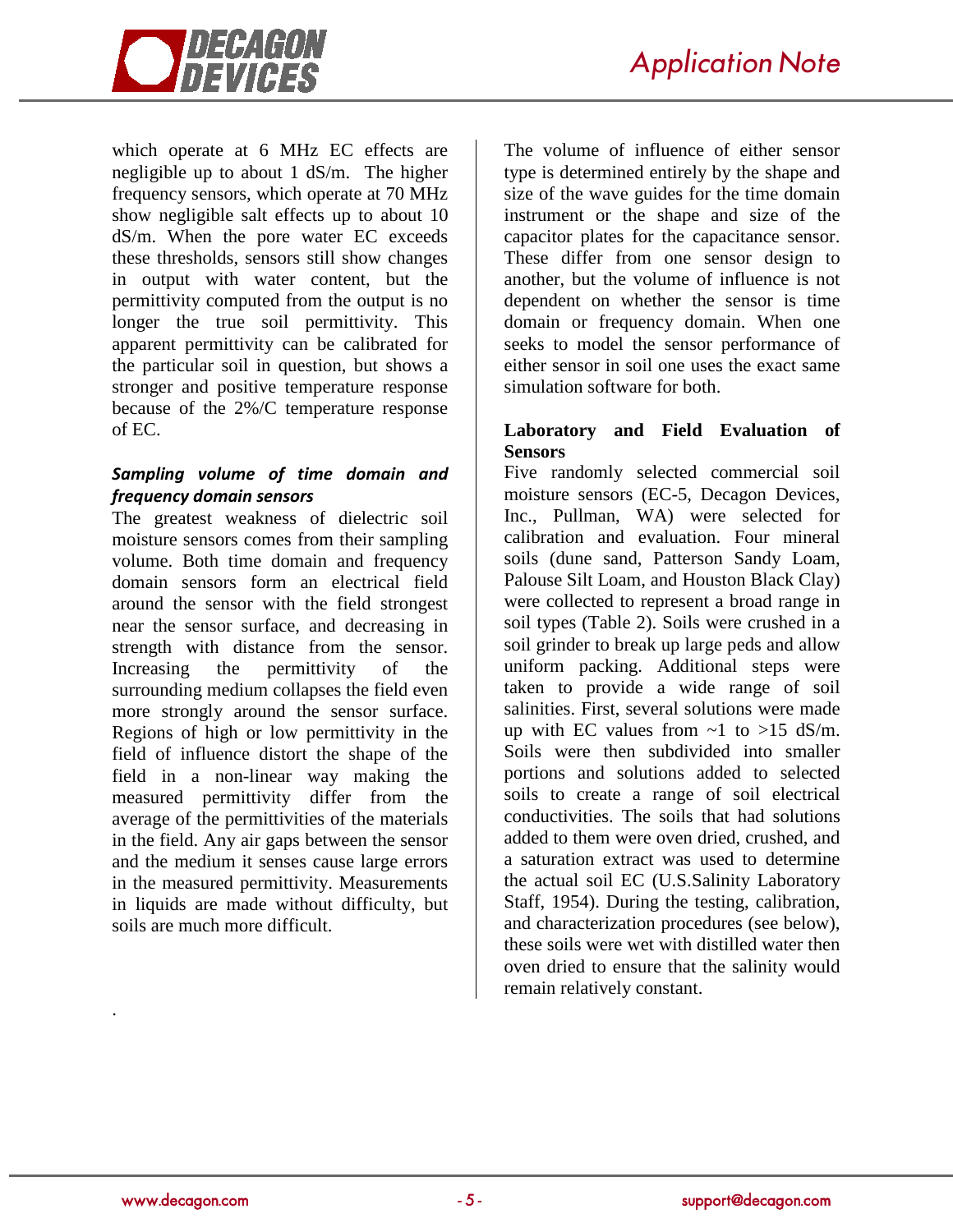which operate at 6 MHz EC effects are negligible up to about 1 dS/m. The higher frequency sensors, which operate at 70 MHz show negligible salt effects up to about 10 dS/m. When the pore water EC exceeds these thresholds, sensors still show changes in output with water content, but the permittivity computed from the output is no longer the true soil permittivity. This apparent permittivity can be calibrated for the particular soil in question, but shows a stronger and positive temperature response because of the 2%/C temperature response of EC.

### *Sampling volume of time domain and frequency domain sensors*

The greatest weakness of dielectric soil moisture sensors comes from their sampling volume. Both time domain and frequency domain sensors form an electrical field around the sensor with the field strongest near the sensor surface, and decreasing in strength with distance from the sensor. Increasing the permittivity of the surrounding medium collapses the field even more strongly around the sensor surface. Regions of high or low permittivity in the field of influence distort the shape of the field in a non-linear way making the measured permittivity differ from the average of the permittivities of the materials in the field. Any air gaps between the sensor and the medium it senses cause large errors in the measured permittivity. Measurements in liquids are made without difficulty, but soils are much more difficult.

The volume of influence of either sensor type is determined entirely by the shape and size of the wave guides for the time domain instrument or the shape and size of the capacitor plates for the capacitance sensor. These differ from one sensor design to another, but the volume of influence is not dependent on whether the sensor is time domain or frequency domain. When one seeks to model the sensor performance of either sensor in soil one uses the exact same simulation software for both.

### Laboratory and Field Evaluation of Sensors

Five randomly selected commercial soil moisture sensors (EC-5, Decagon Devices, Inc., Pullman, WA) were selected for calibration and evaluation. Four mineral soils (dune sand, Patterson Sandy Loam, Palouse Silt Loam, and Houston Black Clay) were collected to represent a broad range in soil types (Table 2). Soils were crushed in a soil grinder to break up large peds and allow uniform packing. Additional steps were taken to provide a wide range of soil salinities. First, several solutions were made up with EC values from ~1 to >15 dS/m. Soils were then subdivided into smaller portions and solutions added to selected soils to create a range of soil electrical conductivities. The soils that had solutions added to them were oven dried, crushed, and a saturation extract was used to determine the actual soil EC (U.S.Salinity Laboratory Staff, 1954). During the testing, calibration, and characterization procedures (see below), these soils were wet with distilled water then oven dried to ensure that the salinity would remain relatively constant.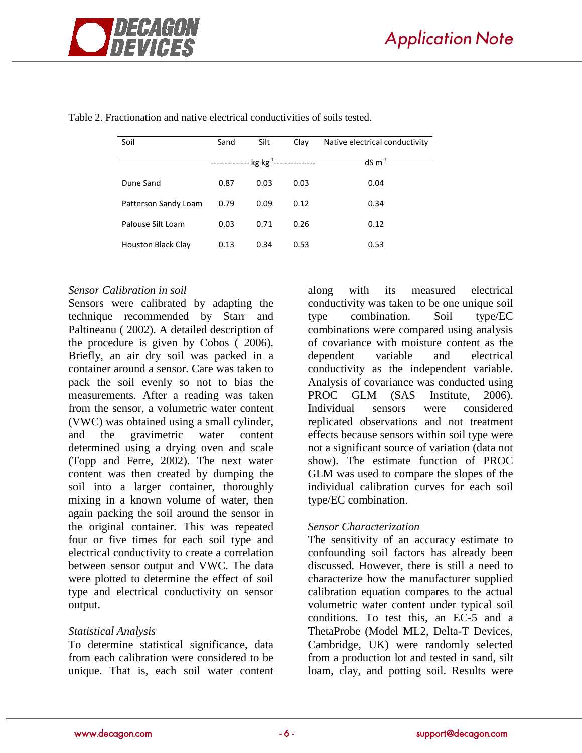Table 2. Fractionation and native electrical conductivities of soils tested.

| Soil | Sand | Silt | Clay | Native electrical conductivity |
|---|---|---|---|---|
| | -------------- $kg\ kg^{-1}$ | -------------- | -------------- | $dS\ m^{-1}$ |
| Dune Sand | 0.87 | 0.03 | 0.03 | 0.04 |
| Patterson Sandy Loam | 0.79 | 0.09 | 0.12 | 0.34 |
| Palouse Silt Loam | 0.03 | 0.71 | 0.26 | 0.12 |
| Houston Black Clay | 0.13 | 0.34 | 0.53 | 0.53 |

*Sensor Calibration in soil*

Sensors were calibrated by adapting the technique recommended by Starr and Paltineanu ( 2002). A detailed description of the procedure is given by Cobos ( 2006). Briefly, an air dry soil was packed in a container around a sensor. Care was taken to pack the soil evenly so not to bias the measurements. After a reading was taken from the sensor, a volumetric water content (VWC) was obtained using a small cylinder, and the gravimetric water content determined using a drying oven and scale (Topp and Ferre, 2002). The next water content was then created by dumping the soil into a larger container, thoroughly mixing in a known volume of water, then again packing the soil around the sensor in the original container. This was repeated four or five times for each soil type and electrical conductivity to create a correlation between sensor output and VWC. The data were plotted to determine the effect of soil type and electrical conductivity on sensor output.

*Statistical Analysis*

To determine statistical significance, data from each calibration were considered to be unique. That is, each soil water content along with its measured electrical conductivity was taken to be one unique soil type combination. Soil type/EC combinations were compared using analysis of covariance with moisture content as the dependent variable and electrical conductivity as the independent variable. Analysis of covariance was conducted using PROC GLM (SAS Institute, 2006). Individual sensors were considered replicated observations and not treatment effects because sensors within soil type were not a significant source of variation (data not show). The estimate function of PROC GLM was used to compare the slopes of the individual calibration curves for each soil type/EC combination.

*Sensor Characterization*

The sensitivity of an accuracy estimate to confounding soil factors has already been discussed. However, there is still a need to characterize how the manufacturer supplied calibration equation compares to the actual volumetric water content under typical soil conditions. To test this, an EC-5 and a ThetaProbe (Model ML2, Delta-T Devices, Cambridge, UK) were randomly selected from a production lot and tested in sand, silt loam, clay, and potting soil. Results were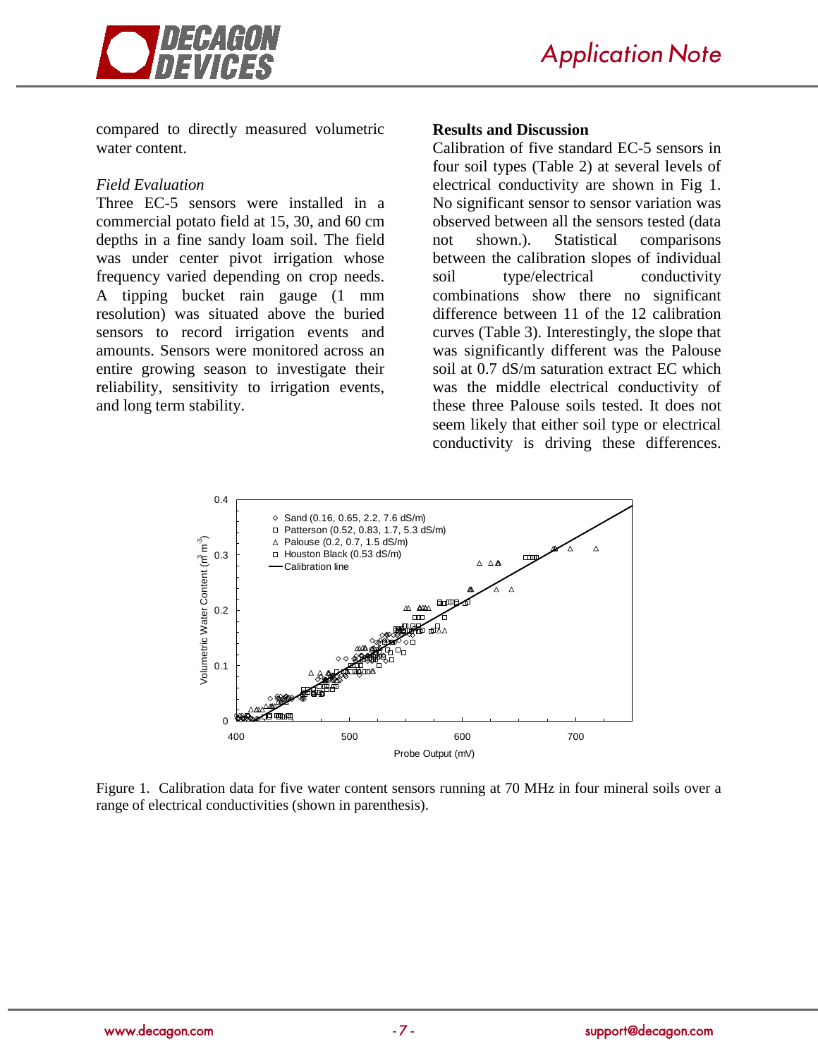compared to directly measured volumetric water content.

*Field Evaluation*

Three EC-5 sensors were installed in a commercial potato field at 15, 30, and 60 cm depths in a fine sandy loam soil. The field was under center pivot irrigation whose frequency varied depending on crop needs. A tipping bucket rain gauge (1 mm resolution) was situated above the buried sensors to record irrigation events and amounts. Sensors were monitored across an entire growing season to investigate their reliability, sensitivity to irrigation events, and long term stability.

**Results and Discussion**

Calibration of five standard EC-5 sensors in four soil types (Table 2) at several levels of electrical conductivity are shown in Fig 1. No significant sensor to sensor variation was observed between all the sensors tested (data not shown.). Statistical comparisons between the calibration slopes of individual soil type/electrical conductivity combinations show there no significant difference between 11 of the 12 calibration curves (Table 3). Interestingly, the slope that was significantly different was the Palouse soil at 0.7 dS/m saturation extract EC which was the middle electrical conductivity of these three Palouse soils tested. It does not seem likely that either soil type or electrical conductivity is driving these differences.

Figure 1. Calibration data for five water content sensors running at 70 MHz in four mineral soils over a range of electrical conductivities (shown in parenthesis).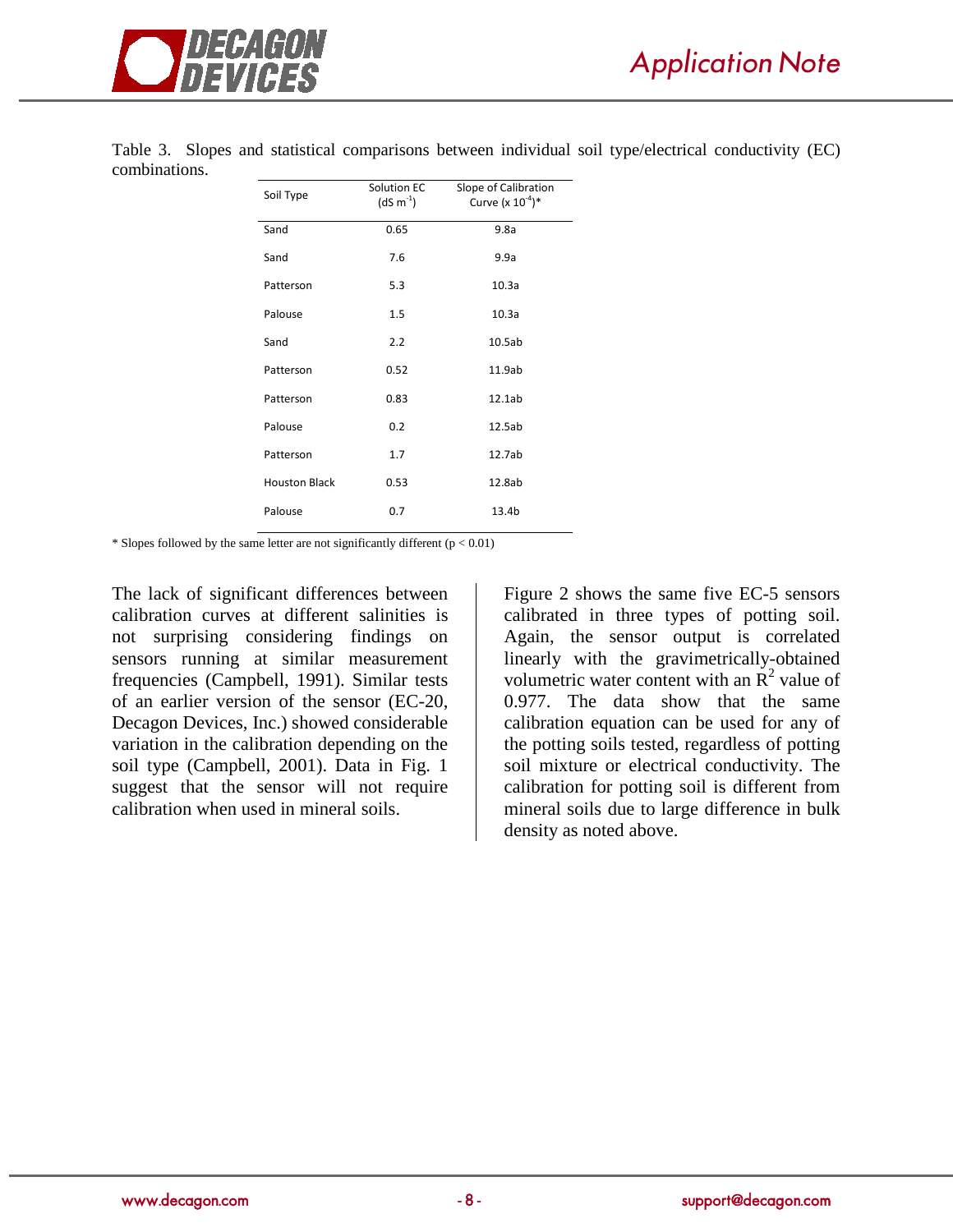Table 3. Slopes and statistical comparisons between individual soil type/electrical conductivity (EC) combinations.

| Soil Type | Solution EC ($dS\ m^{-1}$) | Slope of Calibration Curve ($x\ 10^{-4}$)* |
|---|---|---|
| Sand | 0.65 | 9.8a |
| Sand | 7.6 | 9.9a |
| Patterson | 5.3 | 10.3a |
| Palouse | 1.5 | 10.3a |
| Sand | 2.2 | 10.5ab |
| Patterson | 0.52 | 11.9ab |
| Patterson | 0.83 | 12.1ab |
| Palouse | 0.2 | 12.5ab |
| Patterson | 1.7 | 12.7ab |
| Houston Black | 0.53 | 12.8ab |
| Palouse | 0.7 | 13.4b |

* Slopes followed by the same letter are not significantly different ($p < 0.01$)

The lack of significant differences between calibration curves at different salinities is not surprising considering findings on sensors running at similar measurement frequencies (Campbell, 1991). Similar tests of an earlier version of the sensor (EC-20, Decagon Devices, Inc.) showed considerable variation in the calibration depending on the soil type (Campbell, 2001). Data in Fig. 1 suggest that the sensor will not require calibration when used in mineral soils.

Figure 2 shows the same five EC-5 sensors calibrated in three types of potting soil. Again, the sensor output is correlated linearly with the gravimetrically-obtained volumetric water content with an $R^2$ value of 0.977. The data show that the same calibration equation can be used for any of the potting soils tested, regardless of potting soil mixture or electrical conductivity. The calibration for potting soil is different from mineral soils due to large difference in bulk density as noted above.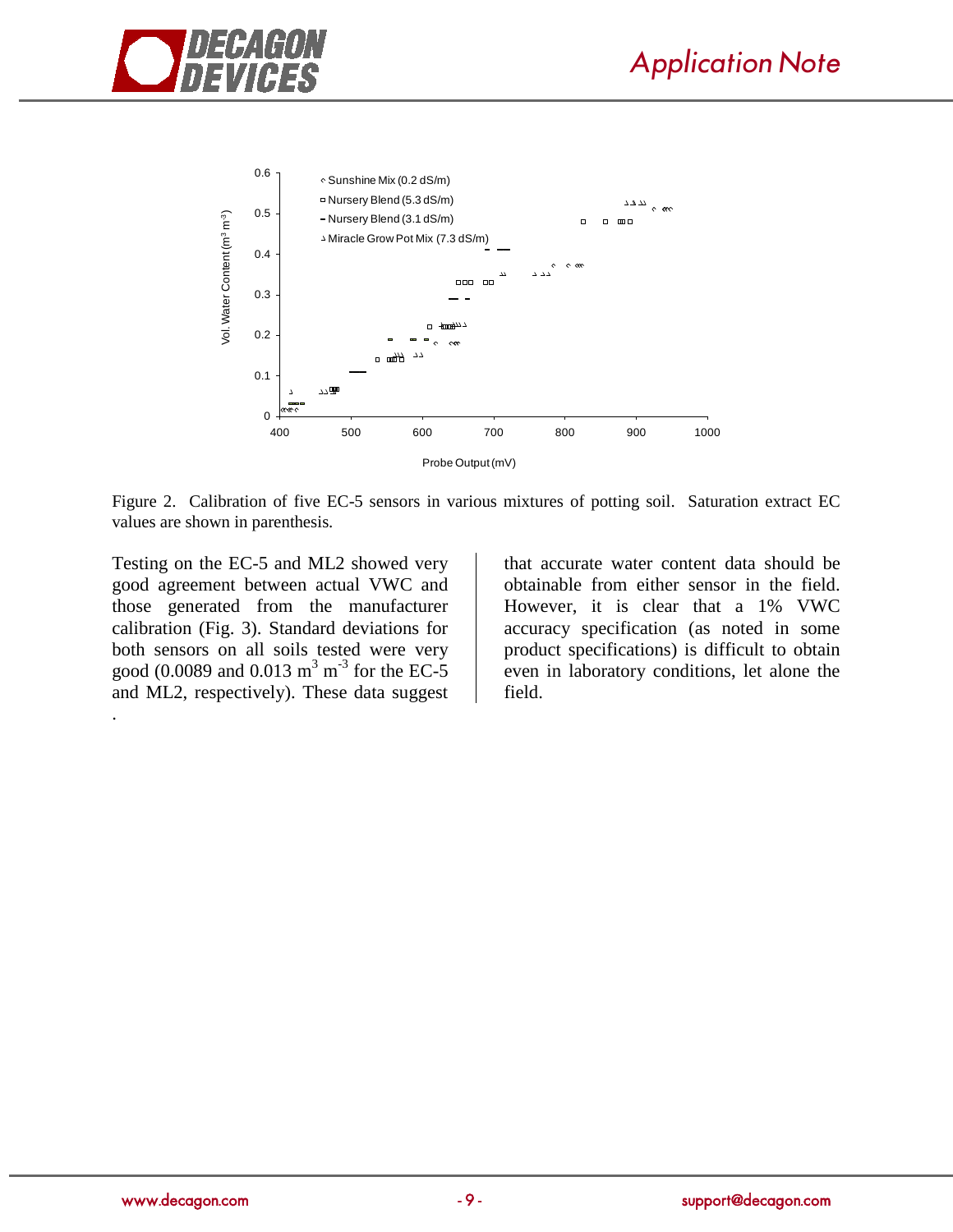Figure 2. Calibration of five EC-5 sensors in various mixtures of potting soil. Saturation extract EC values are shown in parenthesis.

Testing on the EC-5 and ML2 showed very good agreement between actual VWC and those generated from the manufacturer calibration (Fig. 3). Standard deviations for both sensors on all soils tested were very good (0.0089 and 0.013 $m^3\ m^{-3}$ for the EC-5 and ML2, respectively). These data suggest that accurate water content data should be obtainable from either sensor in the field. However, it is clear that a 1% VWC accuracy specification (as noted in some product specifications) is difficult to obtain even in laboratory conditions, let alone the field.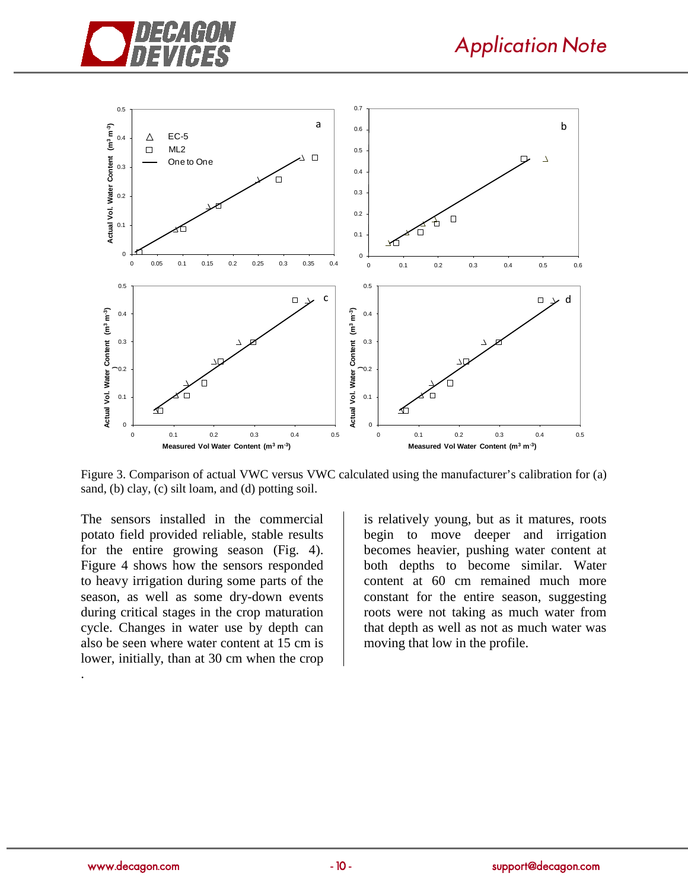Figure 3. Comparison of actual VWC versus VWC calculated using the manufacturer's calibration for (a) sand, (b) clay, (c) silt loam, and (d) potting soil.

The sensors installed in the commercial potato field provided reliable, stable results for the entire growing season (Fig. 4). Figure 4 shows how the sensors responded to heavy irrigation during some parts of the season, as well as some dry-down events during critical stages in the crop maturation cycle. Changes in water use by depth can also be seen where water content at 15 cm is lower, initially, than at 30 cm when the crop is relatively young, but as it matures, roots begin to move deeper and irrigation becomes heavier, pushing water content at both depths to become similar. Water content at 60 cm remained much more constant for the entire season, suggesting roots were not taking as much water from that depth as well as not as much water was moving that low in the profile.

.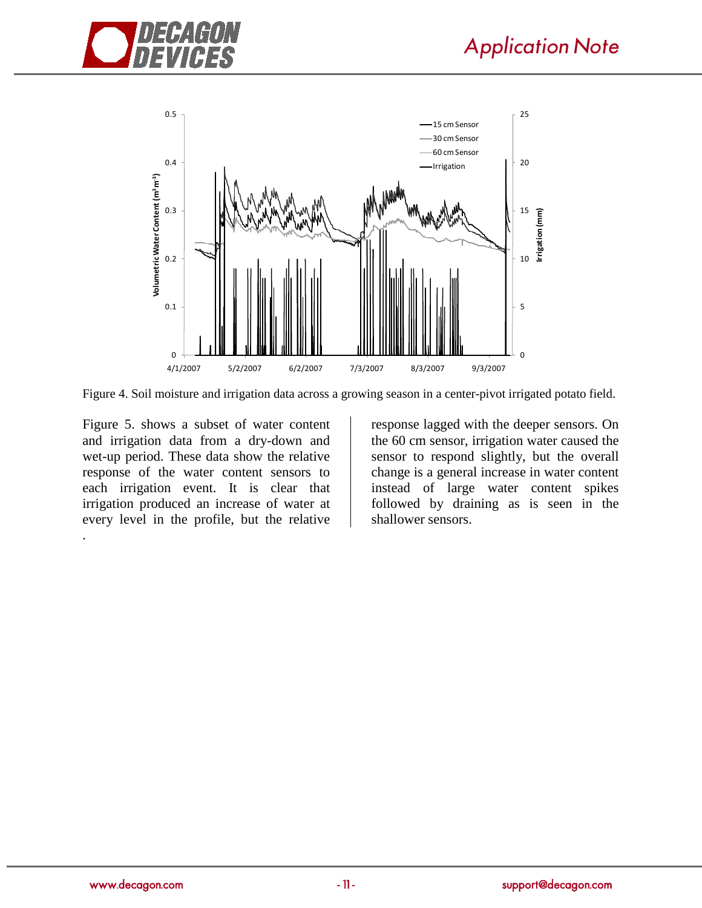Figure 4. Soil moisture and irrigation data across a growing season in a center-pivot irrigated potato field.

Figure 5. shows a subset of water content and irrigation data from a dry-down and wet-up period. These data show the relative response of the water content sensors to each irrigation event. It is clear that irrigation produced an increase of water at every level in the profile, but the relative response lagged with the deeper sensors. On the 60 cm sensor, irrigation water caused the sensor to respond slightly, but the overall change is a general increase in water content instead of large water content spikes followed by draining as is seen in the shallower sensors.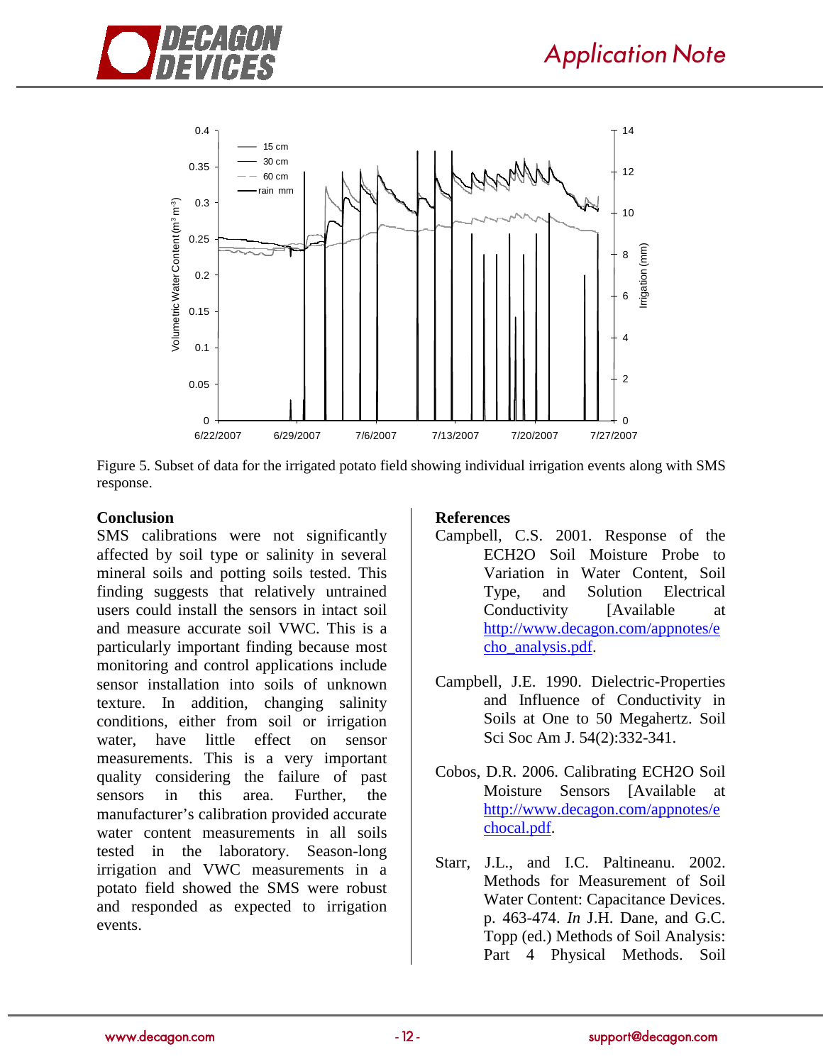Figure 5. Subset of data for the irrigated potato field showing individual irrigation events along with SMS response.

## Conclusion

SMS calibrations were not significantly affected by soil type or salinity in several mineral soils and potting soils tested. This finding suggests that relatively untrained users could install the sensors in intact soil and measure accurate soil VWC. This is a particularly important finding because most monitoring and control applications include sensor installation into soils of unknown texture. In addition, changing salinity conditions, either from soil or irrigation water, have little effect on sensor measurements. This is a very important quality considering the failure of past sensors in this area. Further, the manufacturer's calibration provided accurate water content measurements in all soils tested in the laboratory. Season-long irrigation and VWC measurements in a potato field showed the SMS were robust and responded as expected to irrigation events.

## References

Campbell, C.S. 2001. Response of the ECH2O Soil Moisture Probe to Variation in Water Content, Soil Type, and Solution Electrical Conductivity [Available at http://www.decagon.com/appnotes/echo_analysis.pdf.

Campbell, J.E. 1990. Dielectric-Properties and Influence of Conductivity in Soils at One to 50 Megahertz. Soil Sci Soc Am J. 54(2):332-341.

Cobos, D.R. 2006. Calibrating ECH2O Soil Moisture Sensors [Available at http://www.decagon.com/appnotes/echocal.pdf.

Starr, J.L., and I.C. Paltineanu. 2002. Methods for Measurement of Soil Water Content: Capacitance Devices. p. 463-474. *In* J.H. Dane, and G.C. Topp (ed.) Methods of Soil Analysis: Part 4 Physical Methods. Soil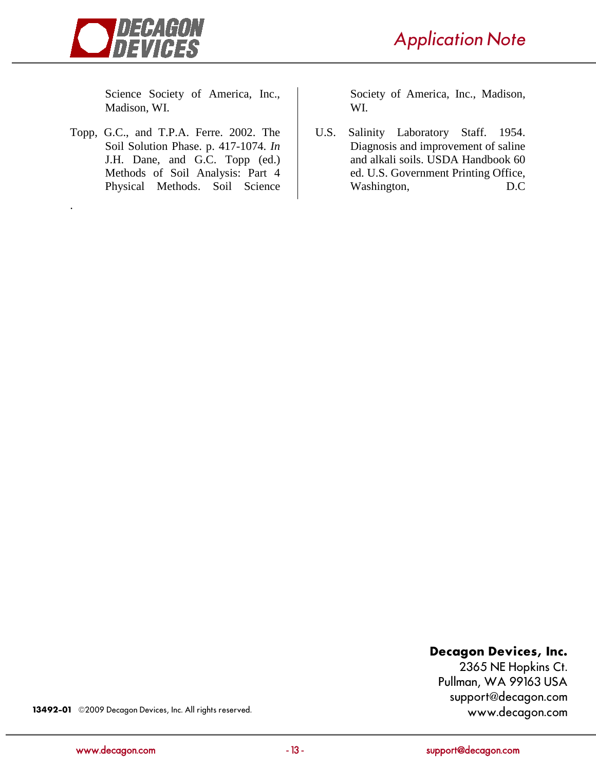Science Society of America, Inc., Madison, WI.

Topp, G.C., and T.P.A. Ferre. 2002. The Soil Solution Phase. p. 417-1074. *In* J.H. Dane, and G.C. Topp (ed.) Methods of Soil Analysis: Part 4 Physical Methods. Soil Science Society of America, Inc., Madison, WI.

U.S. Salinity Laboratory Staff. 1954. Diagnosis and improvement of saline and alkali soils. USDA Handbook 60 ed. U.S. Government Printing Office, Washington, D.C

.

**13492-01** ©2009 Decagon Devices, Inc. All rights reserved.

**Decagon Devices, Inc.**
2365 NE Hopkins Ct.
Pullman, WA 99163 USA
support@decagon.com
www.decagon.com